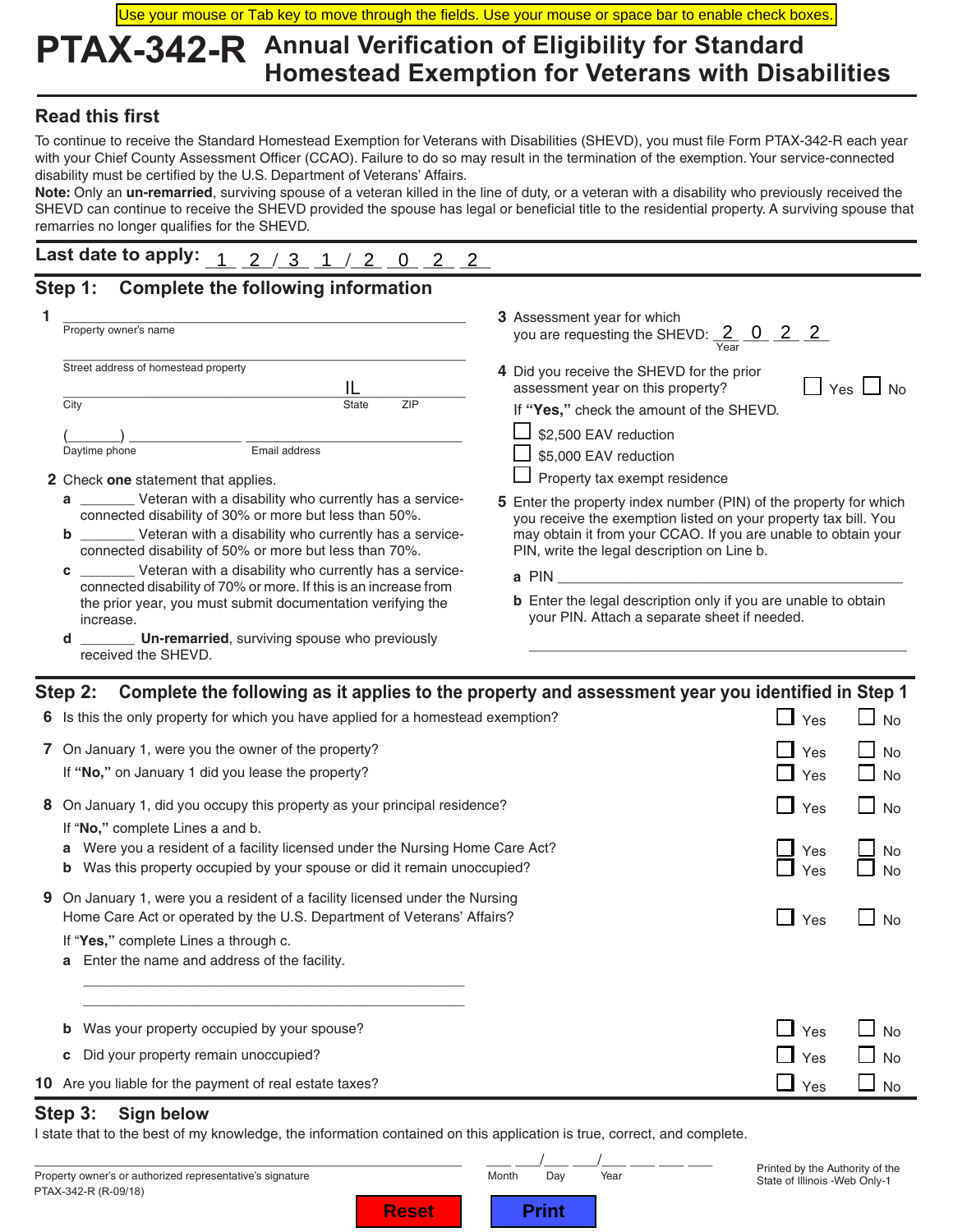Use your mouse or Tab key to move through the fields. Use your mouse or space bar to enable check boxes.

# PTAX-342-R Annual Verification of Eligibility for Standard Homestead Exemption for Veterans with Disabilities

## Read this first

To continue to receive the Standard Homestead Exemption for Veterans with Disabilities (SHEVD), you must file Form PTAX-342-R each year with your Chief County Assessment Officer (CCAO). Failure to do so may result in the termination of the exemption. Your service-connected disability must be certified by the U.S. Department of Veterans' Affairs.

**Note:** Only an **un-remarried**, surviving spouse of a veteran killed in the line of duty, or a veteran with a disability who previously received the SHEVD can continue to receive the SHEVD provided the spouse has legal or beneficial title to the residential property. A surviving spouse that remarries no longer qualifies for the SHEVD.

**Last date to apply:** 12/31/2022

## Step 1: Complete the following information

**1** ______________________________
Property owner's name

______________________________
Street address of homestead property

______________________ IL ________
City State ZIP

(_______) ____________ ______________________
Daytime phone Email address

**2** Check **one** statement that applies.

**a** _______ Veteran with a disability who currently has a service-connected disability of 30% or more but less than 50%.

**b** _______ Veteran with a disability who currently has a service-connected disability of 50% or more but less than 70%.

**c** _______ Veteran with a disability who currently has a service-connected disability of 70% or more. If this is an increase from the prior year, you must submit documentation verifying the increase.

**d** _______ **Un-remarried**, surviving spouse who previously received the SHEVD.

**3** Assessment year for which you are requesting the SHEVD: 2022 (Year)

**4** Did you receive the SHEVD for the prior assessment year on this property? ☐ Yes ☐ No

If **"Yes,"** check the amount of the SHEVD.

☐ $2,500 EAV reduction

☐ $5,000 EAV reduction

☐ Property tax exempt residence

**5** Enter the property index number (PIN) of the property for which you receive the exemption listed on your property tax bill. You may obtain it from your CCAO. If you are unable to obtain your PIN, write the legal description on Line b.

**a** PIN ______________________________

**b** Enter the legal description only if you are unable to obtain your PIN. Attach a separate sheet if needed.

______________________________

## Step 2: Complete the following as it applies to the property and assessment year you identified in Step 1

**6** Is this the only property for which you have applied for a homestead exemption? ☐ Yes ☐ No

**7** On January 1, were you the owner of the property? ☐ Yes ☐ No

If **"No,"** on January 1 did you lease the property? ☐ Yes ☐ No

**8** On January 1, did you occupy this property as your principal residence? ☐ Yes ☐ No

If "**No,**" complete Lines a and b.

**a** Were you a resident of a facility licensed under the Nursing Home Care Act? ☐ Yes ☐ No

**b** Was this property occupied by your spouse or did it remain unoccupied? ☐ Yes ☐ No

**9** On January 1, were you a resident of a facility licensed under the Nursing Home Care Act or operated by the U.S. Department of Veterans' Affairs? ☐ Yes ☐ No

If "**Yes,**" complete Lines a through c.

**a** Enter the name and address of the facility.

______________________________

______________________________

**b** Was your property occupied by your spouse? ☐ Yes ☐ No

**c** Did your property remain unoccupied? ☐ Yes ☐ No

**10** Are you liable for the payment of real estate taxes? ☐ Yes ☐ No

## Step 3: Sign below

I state that to the best of my knowledge, the information contained on this application is true, correct, and complete.

______________________________ ___/___/______
Property owner's or authorized representative's signature Month Day Year

PTAX-342-R (R-09/18)

Printed by the Authority of the State of Illinois -Web Only-1

Reset Print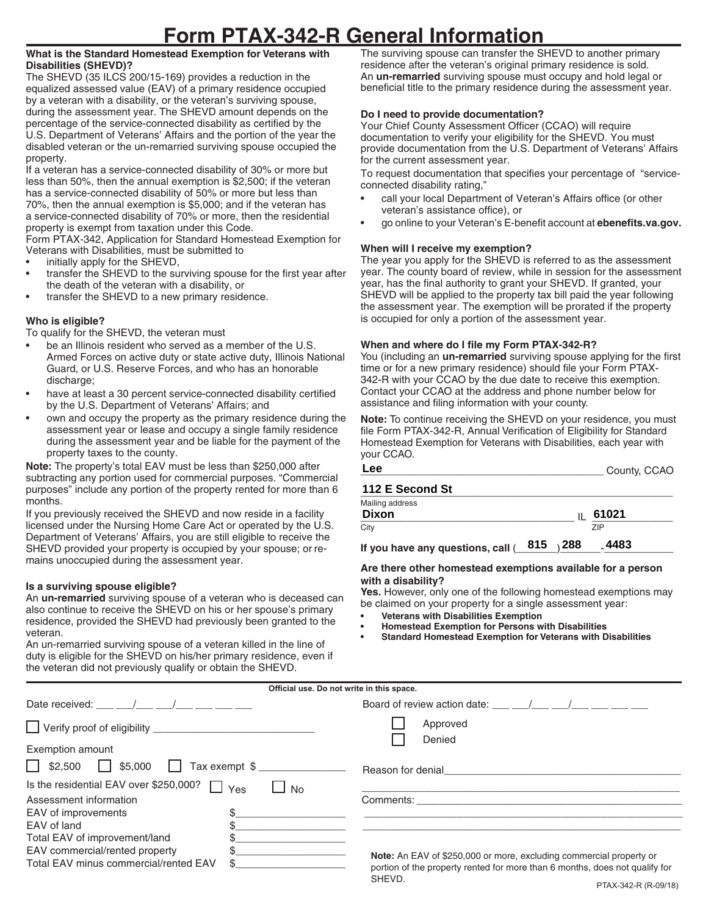# Form PTAX-342-R General Information

**What is the Standard Homestead Exemption for Veterans with Disabilities (SHEVD)?**

The SHEVD (35 ILCS 200/15-169) provides a reduction in the equalized assessed value (EAV) of a primary residence occupied by a veteran with a disability, or the veteran's surviving spouse, during the assessment year. The SHEVD amount depends on the percentage of the service-connected disability as certified by the U.S. Department of Veterans' Affairs and the portion of the year the disabled veteran or the un-remarried surviving spouse occupied the property.

If a veteran has a service-connected disability of 30% or more but less than 50%, then the annual exemption is $2,500; if the veteran has a service-connected disability of 50% or more but less than 70%, then the annual exemption is $5,000; and if the veteran has a service-connected disability of 70% or more, then the residential property is exempt from taxation under this Code.

Form PTAX-342, Application for Standard Homestead Exemption for Veterans with Disabilities, must be submitted to

- initially apply for the SHEVD,
- transfer the SHEVD to the surviving spouse for the first year after the death of the veteran with a disability, or
- transfer the SHEVD to a new primary residence.

**Who is eligible?**

To qualify for the SHEVD, the veteran must

- be an Illinois resident who served as a member of the U.S. Armed Forces on active duty or state active duty, Illinois National Guard, or U.S. Reserve Forces, and who has an honorable discharge;
- have at least a 30 percent service-connected disability certified by the U.S. Department of Veterans' Affairs; and
- own and occupy the property as the primary residence during the assessment year or lease and occupy a single family residence during the assessment year and be liable for the payment of the property taxes to the county.

**Note:** The property's total EAV must be less than $250,000 after subtracting any portion used for commercial purposes. "Commercial purposes" include any portion of the property rented for more than 6 months.

If you previously received the SHEVD and now reside in a facility licensed under the Nursing Home Care Act or operated by the U.S. Department of Veterans' Affairs, you are still eligible to receive the SHEVD provided your property is occupied by your spouse; or remains unoccupied during the assessment year.

**Is a surviving spouse eligible?**

An **un-remarried** surviving spouse of a veteran who is deceased can also continue to receive the SHEVD on his or her spouse's primary residence, provided the SHEVD had previously been granted to the veteran.

An un-remarried surviving spouse of a veteran killed in the line of duty is eligible for the SHEVD on his/her primary residence, even if the veteran did not previously qualify or obtain the SHEVD.

The surviving spouse can transfer the SHEVD to another primary residence after the veteran's original primary residence is sold. An **un-remarried** surviving spouse must occupy and hold legal or beneficial title to the primary residence during the assessment year.

**Do I need to provide documentation?**

Your Chief County Assessment Officer (CCAO) will require documentation to verify your eligibility for the SHEVD. You must provide documentation from the U.S. Department of Veterans' Affairs for the current assessment year.

To request documentation that specifies your percentage of "service-connected disability rating,"

- call your local Department of Veteran's Affairs office (or other veteran's assistance office), or
- go online to your Veteran's E-benefit account at **ebenefits.va.gov.**

**When will I receive my exemption?**

The year you apply for the SHEVD is referred to as the assessment year. The county board of review, while in session for the assessment year, has the final authority to grant your SHEVD. If granted, your SHEVD will be applied to the property tax bill paid the year following the assessment year. The exemption will be prorated if the property is occupied for only a portion of the assessment year.

**When and where do I file my Form PTAX-342-R?**

You (including an **un-remarried** surviving spouse applying for the first time or for a new primary residence) should file your Form PTAX-342-R with your CCAO by the due date to receive this exemption. Contact your CCAO at the address and phone number below for assistance and filing information with your county.

**Note:** To continue receiving the SHEVD on your residence, you must file Form PTAX-342-R, Annual Verification of Eligibility for Standard Homestead Exemption for Veterans with Disabilities, each year with your CCAO.

Lee County, CCAO

112 E Second St
Mailing address

Dixon IL 61021
City ZIP

If you have any questions, call (815) 288-4483

**Are there other homestead exemptions available for a person with a disability?**

**Yes.** However, only one of the following homestead exemptions may be claimed on your property for a single assessment year:

- **Veterans with Disabilities Exemption**
- **Homestead Exemption for Persons with Disabilities**
- **Standard Homestead Exemption for Veterans with Disabilities**

**Official use. Do not write in this space.**

Date received: ___ ___/___ ___/___ ___ ___ ___

☐ Verify proof of eligibility ____________________

Exemption amount

☐ $2,500 ☐ $5,000 ☐ Tax exempt $ __________

Is the residential EAV over $250,000? ☐ Yes ☐ No

Assessment information

| | |
|---|---|
| EAV of improvements | $__________ |
| EAV of land | $__________ |
| Total EAV of improvement/land | $__________ |
| EAV commercial/rented property | $__________ |
| Total EAV minus commercial/rented EAV | $__________ |

Board of review action date: ___ ___/___ ___/___ ___ ___ ___

☐ Approved
☐ Denied

Reason for denial ____________________

Comments: ____________________

**Note:** An EAV of $250,000 or more, excluding commercial property or portion of the property rented for more than 6 months, does not qualify for SHEVD.

PTAX-342-R (R-09/18)